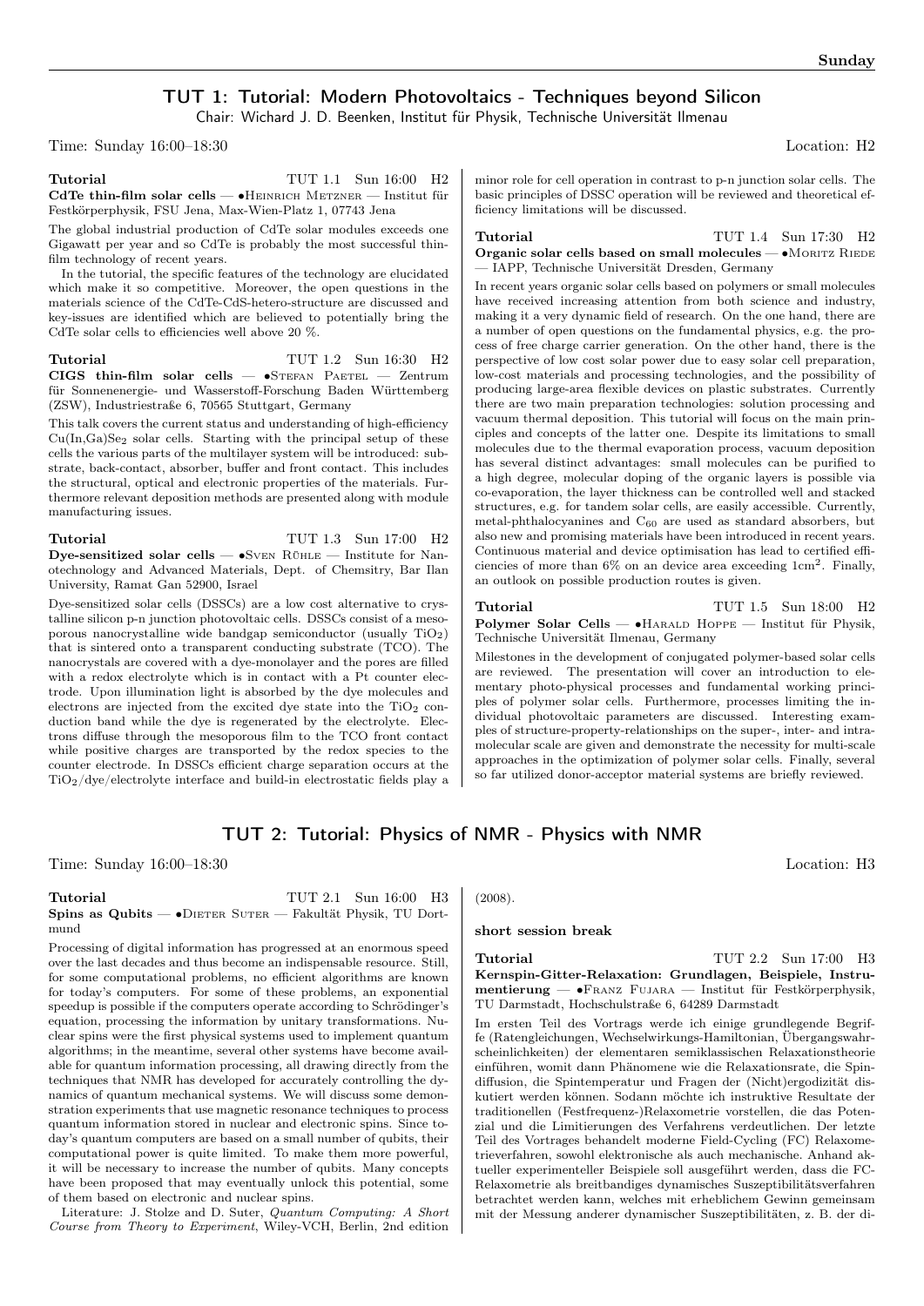## TUT 1: Tutorial: Modern Photovoltaics - Techniques beyond Silicon

Chair: Wichard J. D. Beenken, Institut für Physik, Technische Universität Ilmenau

Time: Sunday 16:00–18:30 Location: H2

**Tutorial** TUT 1.1 Sun 16:00 H2

**CdTe thin-film solar cells** — •Heinrich Metzner — Institut für Festkörperphysik, FSU Jena, Max-Wien-Platz 1, 07743 Jena

The global industrial production of CdTe solar modules exceeds one Gigawatt per year and so CdTe is probably the most successful thin-film technology of recent years.

In the tutorial, the specific features of the technology are elucidated which make it so competitive. Moreover, the open questions in the materials science of the CdTe-CdS-hetero-structure are discussed and key-issues are identified which are believed to potentially bring the CdTe solar cells to efficiencies well above 20 %.

**Tutorial** TUT 1.2 Sun 16:30 H2

**CIGS thin-film solar cells** — •Stefan Paetel — Zentrum für Sonnenenergie- und Wasserstoff-Forschung Baden Württemberg (ZSW), Industriestraße 6, 70565 Stuttgart, Germany

This talk covers the current status and understanding of high-efficiency $Cu(In,Ga)Se_2$ solar cells. Starting with the principal setup of these cells the various parts of the multilayer system will be introduced: substrate, back-contact, absorber, buffer and front contact. This includes the structural, optical and electronic properties of the materials. Furthermore relevant deposition methods are presented along with module manufacturing issues.

**Tutorial** TUT 1.3 Sun 17:00 H2

**Dye-sensitized solar cells** — •Sven Rühle — Institute for Nanotechnology and Advanced Materials, Dept. of Chemsitry, Bar Ilan University, Ramat Gan 52900, Israel

Dye-sensitized solar cells (DSSCs) are a low cost alternative to crystalline silicon p-n junction photovoltaic cells. DSSCs consist of a mesoporous nanocrystalline wide bandgap semiconductor (usually $TiO_2$) that is sintered onto a transparent conducting substrate (TCO). The nanocrystals are covered with a dye-monolayer and the pores are filled with a redox electrolyte which is in contact with a Pt counter electrode. Upon illumination light is absorbed by the dye molecules and electrons are injected from the excited dye state into the $TiO_2$ conduction band while the dye is regenerated by the electrolyte. Electrons diffuse through the mesoporous film to the TCO front contact while positive charges are transported by the redox species to the counter electrode. In DSSCs efficient charge separation occurs at the $TiO_2$/dye/electrolyte interface and build-in electrostatic fields play a minor role for cell operation in contrast to p-n junction solar cells. The basic principles of DSSC operation will be reviewed and theoretical efficiency limitations will be discussed.

**Tutorial** TUT 1.4 Sun 17:30 H2

**Organic solar cells based on small molecules** — •Moritz Riede — IAPP, Technische Universität Dresden, Germany

In recent years organic solar cells based on polymers or small molecules have received increasing attention from both science and industry, making it a very dynamic field of research. On the one hand, there are a number of open questions on the fundamental physics, e.g. the process of free charge carrier generation. On the other hand, there is the perspective of low cost solar power due to easy solar cell preparation, low-cost materials and processing technologies, and the possibility of producing large-area flexible devices on plastic substrates. Currently there are two main preparation technologies: solution processing and vacuum thermal deposition. This tutorial will focus on the main principles and concepts of the latter one. Despite its limitations to small molecules due to the thermal evaporation process, vacuum deposition has several distinct advantages: small molecules can be purified to a high degree, molecular doping of the organic layers is possible via co-evaporation, the layer thickness can be controlled well and stacked structures, e.g. for tandem solar cells, are easily accessible. Currently, metal-phthalocyanines and $C_{60}$ are used as standard absorbers, but also new and promising materials have been introduced in recent years. Continuous material and device optimisation has lead to certified efficiencies of more than 6% on an device area exceeding 1cm$^2$. Finally, an outlook on possible production routes is given.

**Tutorial** TUT 1.5 Sun 18:00 H2

**Polymer Solar Cells** — •Harald Hoppe — Institut für Physik, Technische Universität Ilmenau, Germany

Milestones in the development of conjugated polymer-based solar cells are reviewed. The presentation will cover an introduction to elementary photo-physical processes and fundamental working principles of polymer solar cells. Furthermore, processes limiting the individual photovoltaic parameters are discussed. Interesting examples of structure-property-relationships on the super-, inter- and intramolecular scale are given and demonstrate the necessity for multi-scale approaches in the optimization of polymer solar cells. Finally, several so far utilized donor-acceptor material systems are briefly reviewed.

## TUT 2: Tutorial: Physics of NMR - Physics with NMR

Time: Sunday 16:00–18:30 Location: H3

**Tutorial** TUT 2.1 Sun 16:00 H3

**Spins as Qubits** — •Dieter Suter — Fakultät Physik, TU Dortmund

Processing of digital information has progressed at an enormous speed over the last decades and thus become an indispensable resource. Still, for some computational problems, no efficient algorithms are known for today's computers. For some of these problems, an exponential speedup is possible if the computers operate according to Schrödinger's equation, processing the information by unitary transformations. Nuclear spins were the first physical systems used to implement quantum algorithms; in the meantime, several other systems have become available for quantum information processing, all drawing directly from the techniques that NMR has developed for accurately controlling the dynamics of quantum mechanical systems. We will discuss some demonstration experiments that use magnetic resonance techniques to process quantum information stored in nuclear and electronic spins. Since today's quantum computers are based on a small number of qubits, their computational power is quite limited. To make them more powerful, it will be necessary to increase the number of qubits. Many concepts have been proposed that may eventually unlock this potential, some of them based on electronic and nuclear spins.

Literature: J. Stolze and D. Suter, *Quantum Computing: A Short Course from Theory to Experiment*, Wiley-VCH, Berlin, 2nd edition (2008).

**short session break**

**Tutorial** TUT 2.2 Sun 17:00 H3

**Kernspin-Gitter-Relaxation: Grundlagen, Beispiele, Instrumentierung** — •Franz Fujara — Institut für Festkörperphysik, TU Darmstadt, Hochschulstraße 6, 64289 Darmstadt

Im ersten Teil des Vortrags werde ich einige grundlegende Begriffe (Ratengleichungen, Wechselwirkungs-Hamiltonian, Übergangswahrscheinlichkeiten) der elementaren semiklassischen Relaxationstheorie einführen, womit dann Phänomene wie die Relaxationsrate, die Spindiffusion, die Spintemperatur und Fragen der (Nicht)ergodizität diskutiert werden können. Sodann möchte ich instruktive Resultate der traditionellen (Festfrequenz-)Relaxometrie vorstellen, die das Potenzial und die Limitierungen des Verfahrens verdeutlichen. Der letzte Teil des Vortrages behandelt moderne Field-Cycling (FC) Relaxometrieverfahren, sowohl elektronische als auch mechanische. Anhand aktueller experimenteller Beispiele soll ausgeführt werden, dass die FC-Relaxometrie als breitbandiges dynamisches Suszeptibilitätsverfahren betrachtet werden kann, welches mit erheblichem Gewinn gemeinsam mit der Messung anderer dynamischer Suszeptibilitäten, z. B. der di-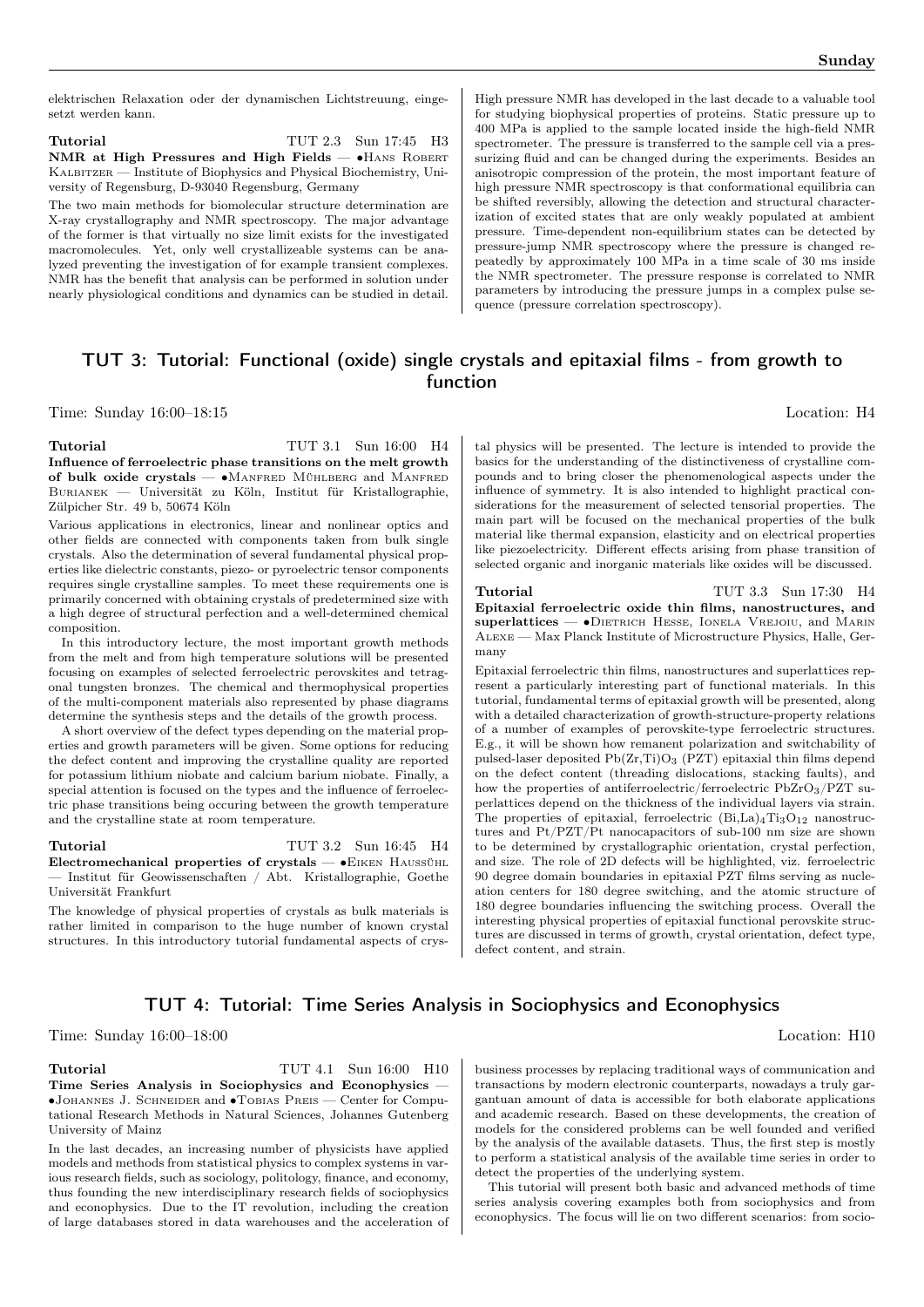elektrischen Relaxation oder der dynamischen Lichtstreuung, eingesetzt werden kann.

**Tutorial** TUT 2.3 Sun 17:45 H3

**NMR at High Pressures and High Fields** — •Hans Robert Kalbitzer — Institute of Biophysics and Physical Biochemistry, University of Regensburg, D-93040 Regensburg, Germany

The two main methods for biomolecular structure determination are X-ray crystallography and NMR spectroscopy. The major advantage of the former is that virtually no size limit exists for the investigated macromolecules. Yet, only well crystallizeable systems can be analyzed preventing the investigation of for example transient complexes. NMR has the benefit that analysis can be performed in solution under nearly physiological conditions and dynamics can be studied in detail. High pressure NMR has developed in the last decade to a valuable tool for studying biophysical properties of proteins. Static pressure up to 400 MPa is applied to the sample located inside the high-field NMR spectrometer. The pressure is transferred to the sample cell via a pressurizing fluid and can be changed during the experiments. Besides an anisotropic compression of the protein, the most important feature of high pressure NMR spectroscopy is that conformational equilibria can be shifted reversibly, allowing the detection and structural characterization of excited states that are only weakly populated at ambient pressure. Time-dependent non-equilibrium states can be detected by pressure-jump NMR spectroscopy where the pressure is changed repeatedly by approximately 100 MPa in a time scale of 30 ms inside the NMR spectrometer. The pressure response is correlated to NMR parameters by introducing the pressure jumps in a complex pulse sequence (pressure correlation spectroscopy).

## TUT 3: Tutorial: Functional (oxide) single crystals and epitaxial films - from growth to function

Time: Sunday 16:00–18:15 Location: H4

**Tutorial** TUT 3.1 Sun 16:00 H4

**Influence of ferroelectric phase transitions on the melt growth of bulk oxide crystals** — •Manfred Mühlberg and Manfred Burianek — Universität zu Köln, Institut für Kristallographie, Zülpicher Str. 49 b, 50674 Köln

Various applications in electronics, linear and nonlinear optics and other fields are connected with components taken from bulk single crystals. Also the determination of several fundamental physical properties like dielectric constants, piezo- or pyroelectric tensor components requires single crystalline samples. To meet these requirements one is primarily concerned with obtaining crystals of predetermined size with a high degree of structural perfection and a well-determined chemical composition.

In this introductory lecture, the most important growth methods from the melt and from high temperature solutions will be presented focusing on examples of selected ferroelectric perovskites and tetragonal tungsten bronzes. The chemical and thermophysical properties of the multi-component materials also represented by phase diagrams determine the synthesis steps and the details of the growth process.

A short overview of the defect types depending on the material properties and growth parameters will be given. Some options for reducing the defect content and improving the crystalline quality are reported for potassium lithium niobate and calcium barium niobate. Finally, a special attention is focused on the types and the influence of ferroelectric phase transitions being occuring between the growth temperature and the crystalline state at room temperature.

**Tutorial** TUT 3.2 Sun 16:45 H4

**Electromechanical properties of crystals** — •Eiken Haussühl — Institut für Geowissenschaften / Abt. Kristallographie, Goethe Universität Frankfurt

The knowledge of physical properties of crystals as bulk materials is rather limited in comparison to the huge number of known crystal structures. In this introductory tutorial fundamental aspects of crystal physics will be presented. The lecture is intended to provide the basics for the understanding of the distinctiveness of crystalline compounds and to bring closer the phenomenological aspects under the influence of symmetry. It is also intended to highlight practical considerations for the measurement of selected tensorial properties. The main part will be focused on the mechanical properties of the bulk material like thermal expansion, elasticity and on electrical properties like piezoelectricity. Different effects arising from phase transition of selected organic and inorganic materials like oxides will be discussed.

**Tutorial** TUT 3.3 Sun 17:30 H4

**Epitaxial ferroelectric oxide thin films, nanostructures, and superlattices** — •Dietrich Hesse, Ionela Vrejoiu, and Marin Alexe — Max Planck Institute of Microstructure Physics, Halle, Germany

Epitaxial ferroelectric thin films, nanostructures and superlattices represent a particularly interesting part of functional materials. In this tutorial, fundamental terms of epitaxial growth will be presented, along with a detailed characterization of growth-structure-property relations of a number of examples of perovskite-type ferroelectric structures. E.g., it will be shown how remanent polarization and switchability of pulsed-laser deposited $Pb(Zr,Ti)O_3$ (PZT) epitaxial thin films depend on the defect content (threading dislocations, stacking faults), and how the properties of antiferroelectric/ferroelectric $PbZrO_3$/PZT superlattices depend on the thickness of the individual layers via strain. The properties of epitaxial, ferroelectric $(Bi,La)_4Ti_3O_{12}$ nanostructures and Pt/PZT/Pt nanocapacitors of sub-100 nm size are shown to be determined by crystallographic orientation, crystal perfection, and size. The role of 2D defects will be highlighted, viz. ferroelectric 90 degree domain boundaries in epitaxial PZT films serving as nucleation centers for 180 degree switching, and the atomic structure of 180 degree boundaries influencing the switching process. Overall the interesting physical properties of epitaxial functional perovskite structures are discussed in terms of growth, crystal orientation, defect type, defect content, and strain.

## TUT 4: Tutorial: Time Series Analysis in Sociophysics and Econophysics

Time: Sunday 16:00–18:00 Location: H10

**Tutorial** TUT 4.1 Sun 16:00 H10

**Time Series Analysis in Sociophysics and Econophysics** — •Johannes J. Schneider and •Tobias Preis — Center for Computational Research Methods in Natural Sciences, Johannes Gutenberg University of Mainz

In the last decades, an increasing number of physicists have applied models and methods from statistical physics to complex systems in various research fields, such as sociology, politology, finance, and economy, thus founding the new interdisciplinary research fields of sociophysics and econophysics. Due to the IT revolution, including the creation of large databases stored in data warehouses and the acceleration of business processes by replacing traditional ways of communication and transactions by modern electronic counterparts, nowadays a truly gargantuan amount of data is accessible for both elaborate applications and academic research. Based on these developments, the creation of models for the considered problems can be well founded and verified by the analysis of the available datasets. Thus, the first step is mostly to perform a statistical analysis of the available time series in order to detect the properties of the underlying system.

This tutorial will present both basic and advanced methods of time series analysis covering examples both from sociophysics and from econophysics. The focus will lie on two different scenarios: from socio-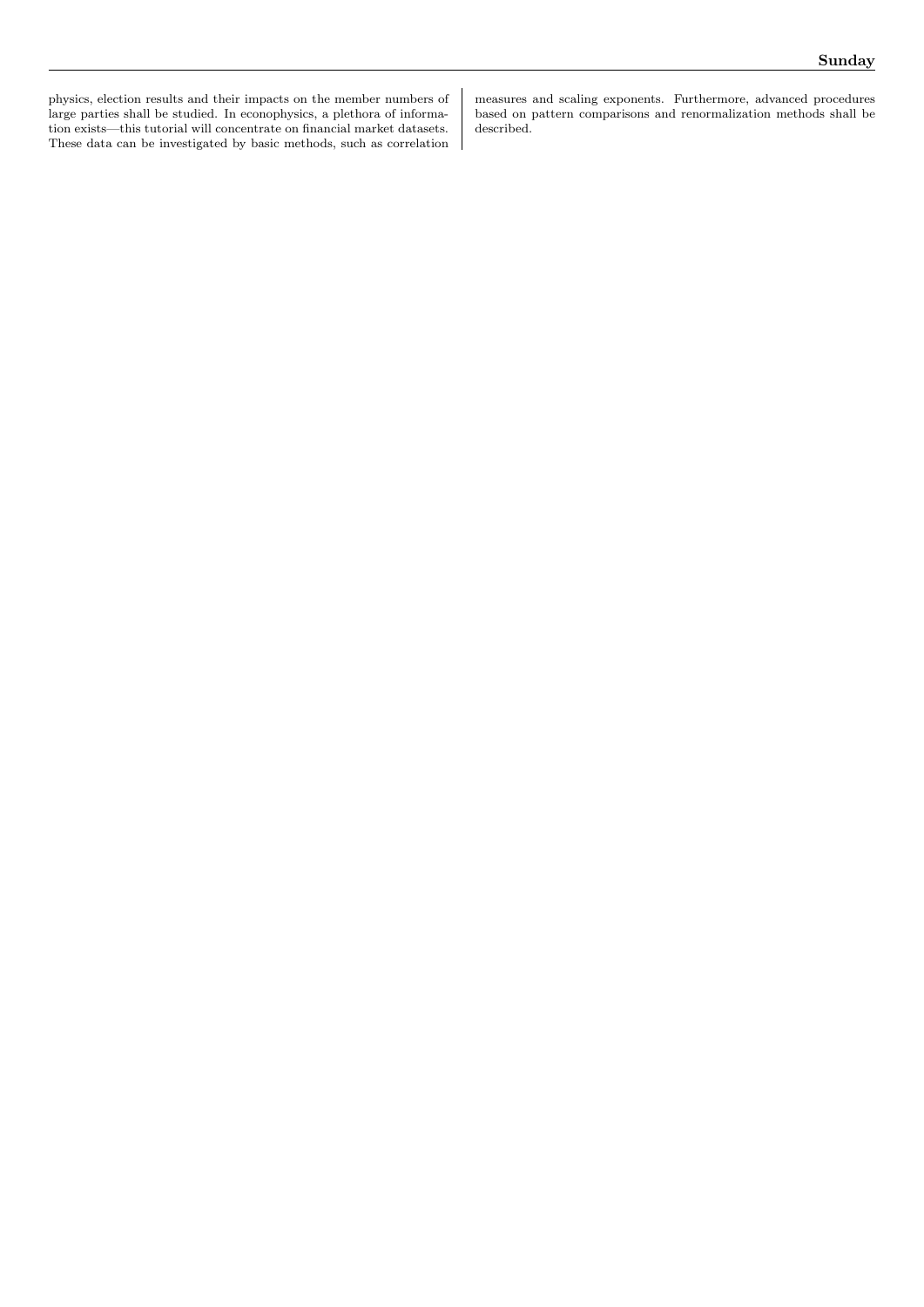physics, election results and their impacts on the member numbers of large parties shall be studied. In econophysics, a plethora of information exists—this tutorial will concentrate on financial market datasets. These data can be investigated by basic methods, such as correlation measures and scaling exponents. Furthermore, advanced procedures based on pattern comparisons and renormalization methods shall be described.